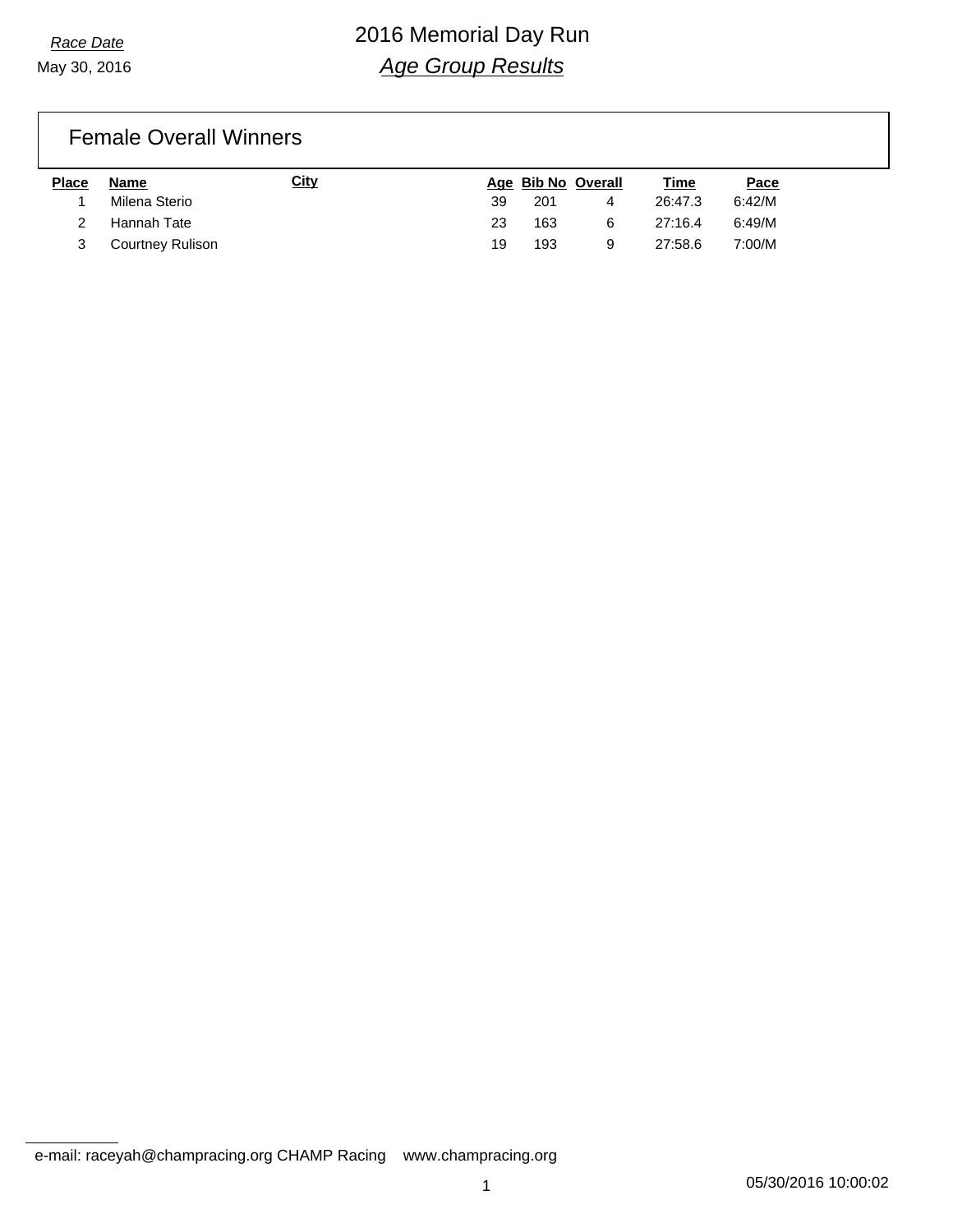*Race Date*

May 30, 2016

# 2016 Memorial Day Run

## *Age Group Results*

### Female Overall Winners

| Place | Name | City | Age | Bib No | Overall | Time | Pace |
|---|---|---|---|---|---|---|---|
| 1 | Milena Sterio | | 39 | 201 | 4 | 26:47.3 | 6:42/M |
| 2 | Hannah Tate | | 23 | 163 | 6 | 27:16.4 | 6:49/M |
| 3 | Courtney Rulison | | 19 | 193 | 9 | 27:58.6 | 7:00/M |

e-mail: raceyah@champracing.org CHAMP Racing www.champracing.org

05/30/2016 10:00:02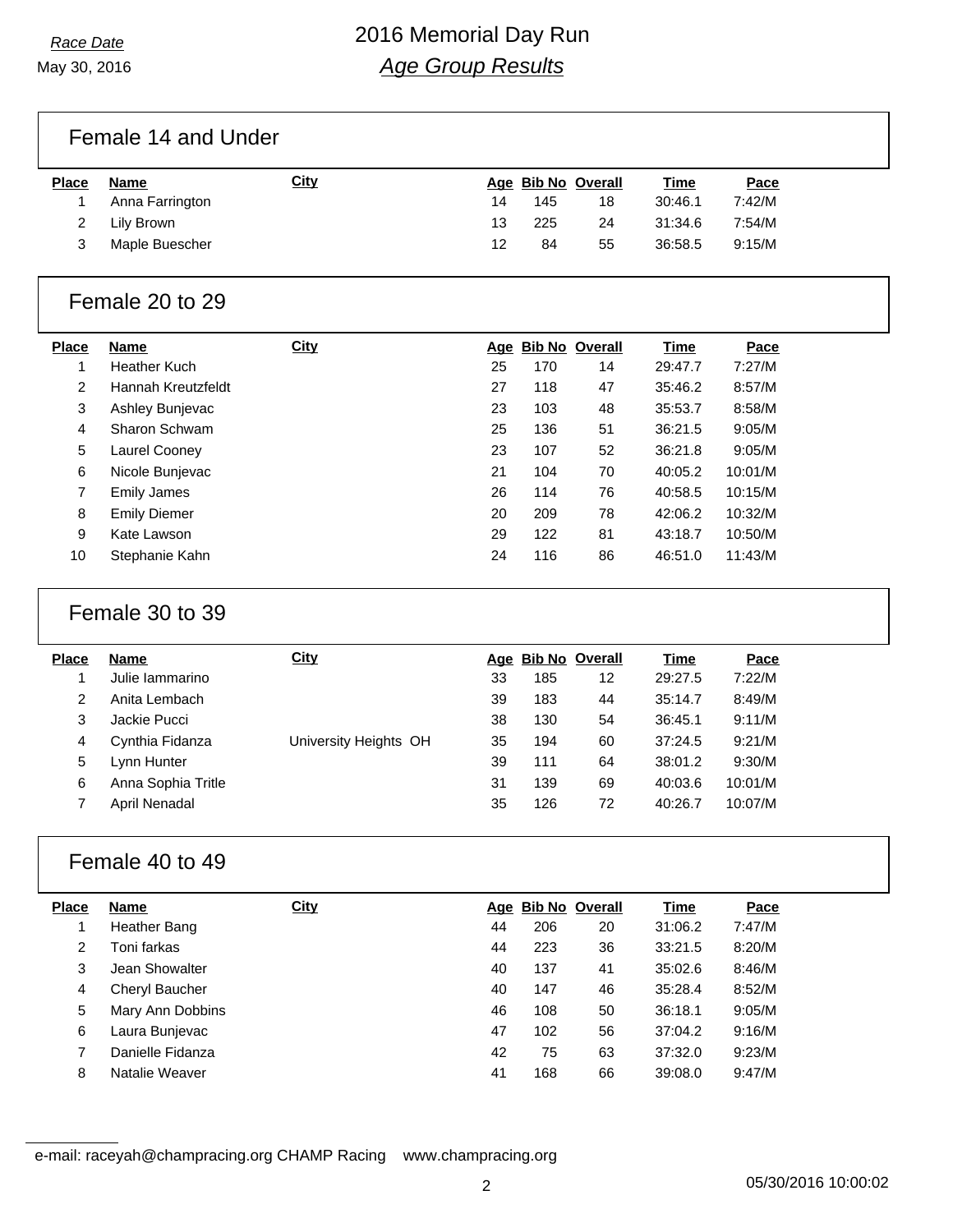*Race Date*
May 30, 2016

# 2016 Memorial Day Run
## *Age Group Results*

### Female 14 and Under

| Place | Name | City | Age | Bib No | Overall | Time | Pace |
|---|---|---|---|---|---|---|---|
| 1 | Anna Farrington | | 14 | 145 | 18 | 30:46.1 | 7:42/M |
| 2 | Lily Brown | | 13 | 225 | 24 | 31:34.6 | 7:54/M |
| 3 | Maple Buescher | | 12 | 84 | 55 | 36:58.5 | 9:15/M |

### Female 20 to 29

| Place | Name | City | Age | Bib No | Overall | Time | Pace |
|---|---|---|---|---|---|---|---|
| 1 | Heather Kuch | | 25 | 170 | 14 | 29:47.7 | 7:27/M |
| 2 | Hannah Kreutzfeldt | | 27 | 118 | 47 | 35:46.2 | 8:57/M |
| 3 | Ashley Bunjevac | | 23 | 103 | 48 | 35:53.7 | 8:58/M |
| 4 | Sharon Schwam | | 25 | 136 | 51 | 36:21.5 | 9:05/M |
| 5 | Laurel Cooney | | 23 | 107 | 52 | 36:21.8 | 9:05/M |
| 6 | Nicole Bunjevac | | 21 | 104 | 70 | 40:05.2 | 10:01/M |
| 7 | Emily James | | 26 | 114 | 76 | 40:58.5 | 10:15/M |
| 8 | Emily Diemer | | 20 | 209 | 78 | 42:06.2 | 10:32/M |
| 9 | Kate Lawson | | 29 | 122 | 81 | 43:18.7 | 10:50/M |
| 10 | Stephanie Kahn | | 24 | 116 | 86 | 46:51.0 | 11:43/M |

### Female 30 to 39

| Place | Name | City | Age | Bib No | Overall | Time | Pace |
|---|---|---|---|---|---|---|---|
| 1 | Julie Iammarino | | 33 | 185 | 12 | 29:27.5 | 7:22/M |
| 2 | Anita Lembach | | 39 | 183 | 44 | 35:14.7 | 8:49/M |
| 3 | Jackie Pucci | | 38 | 130 | 54 | 36:45.1 | 9:11/M |
| 4 | Cynthia Fidanza | University Heights OH | 35 | 194 | 60 | 37:24.5 | 9:21/M |
| 5 | Lynn Hunter | | 39 | 111 | 64 | 38:01.2 | 9:30/M |
| 6 | Anna Sophia Tritle | | 31 | 139 | 69 | 40:03.6 | 10:01/M |
| 7 | April Nenadal | | 35 | 126 | 72 | 40:26.7 | 10:07/M |

### Female 40 to 49

| Place | Name | City | Age | Bib No | Overall | Time | Pace |
|---|---|---|---|---|---|---|---|
| 1 | Heather Bang | | 44 | 206 | 20 | 31:06.2 | 7:47/M |
| 2 | Toni farkas | | 44 | 223 | 36 | 33:21.5 | 8:20/M |
| 3 | Jean Showalter | | 40 | 137 | 41 | 35:02.6 | 8:46/M |
| 4 | Cheryl Baucher | | 40 | 147 | 46 | 35:28.4 | 8:52/M |
| 5 | Mary Ann Dobbins | | 46 | 108 | 50 | 36:18.1 | 9:05/M |
| 6 | Laura Bunjevac | | 47 | 102 | 56 | 37:04.2 | 9:16/M |
| 7 | Danielle Fidanza | | 42 | 75 | 63 | 37:32.0 | 9:23/M |
| 8 | Natalie Weaver | | 41 | 168 | 66 | 39:08.0 | 9:47/M |

e-mail: raceyah@champracing.org CHAMP Racing www.champracing.org

05/30/2016 10:00:02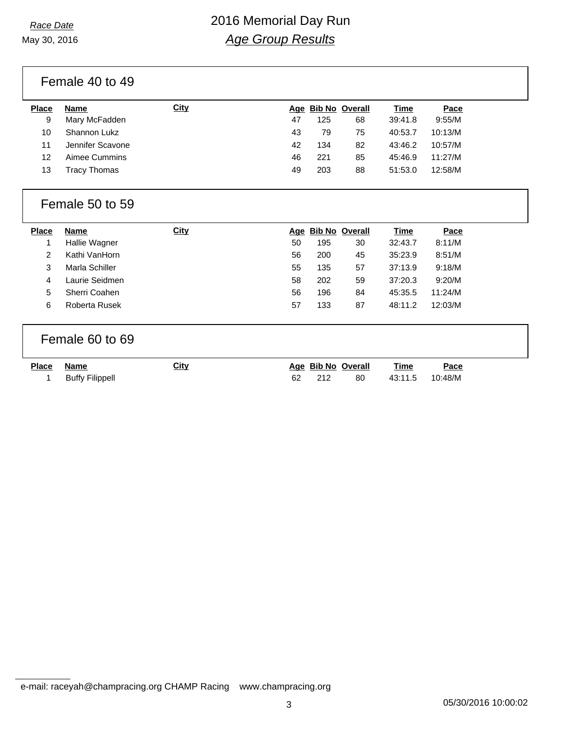## Female 40 to 49

| Place | Name | City | Age | Bib No | Overall | Time | Pace |
|---|---|---|---|---|---|---|---|
| 9 | Mary McFadden | | 47 | 125 | 68 | 39:41.8 | 9:55/M |
| 10 | Shannon Lukz | | 43 | 79 | 75 | 40:53.7 | 10:13/M |
| 11 | Jennifer Scavone | | 42 | 134 | 82 | 43:46.2 | 10:57/M |
| 12 | Aimee Cummins | | 46 | 221 | 85 | 45:46.9 | 11:27/M |
| 13 | Tracy Thomas | | 49 | 203 | 88 | 51:53.0 | 12:58/M |

## Female 50 to 59

| Place | Name | City | Age | Bib No | Overall | Time | Pace |
|---|---|---|---|---|---|---|---|
| 1 | Hallie Wagner | | 50 | 195 | 30 | 32:43.7 | 8:11/M |
| 2 | Kathi VanHorn | | 56 | 200 | 45 | 35:23.9 | 8:51/M |
| 3 | Marla Schiller | | 55 | 135 | 57 | 37:13.9 | 9:18/M |
| 4 | Laurie Seidmen | | 58 | 202 | 59 | 37:20.3 | 9:20/M |
| 5 | Sherri Coahen | | 56 | 196 | 84 | 45:35.5 | 11:24/M |
| 6 | Roberta Rusek | | 57 | 133 | 87 | 48:11.2 | 12:03/M |

## Female 60 to 69

| Place | Name | City | Age | Bib No | Overall | Time | Pace |
|---|---|---|---|---|---|---|---|
| 1 | Buffy Filippell | | 62 | 212 | 80 | 43:11.5 | 10:48/M |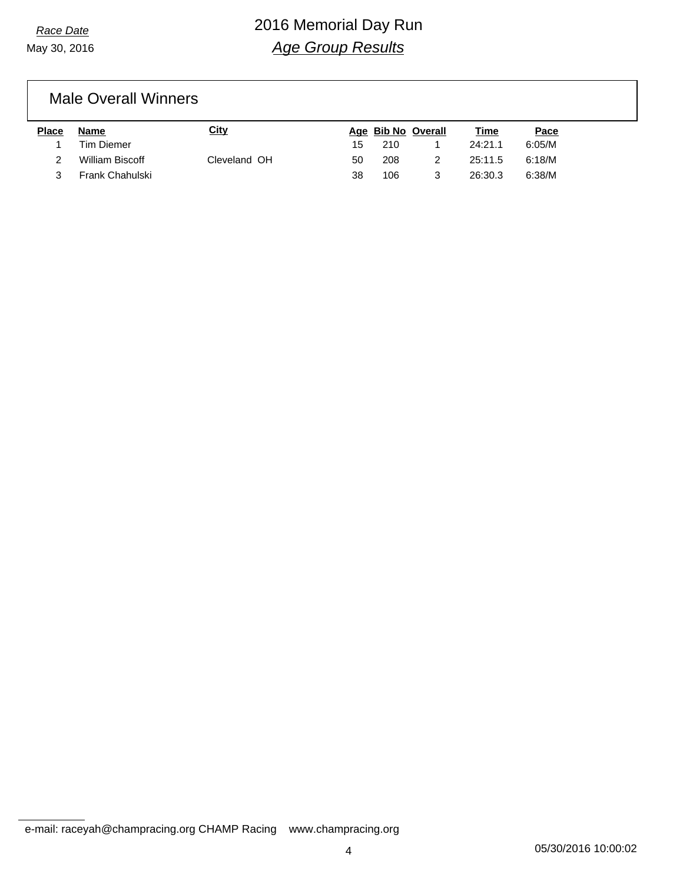*Race Date*

May 30, 2016

# 2016 Memorial Day Run

## *Age Group Results*

### Male Overall Winners

| Place | Name | City | Age | Bib No | Overall | Time | Pace |
|---|---|---|---|---|---|---|---|
| 1 | Tim Diemer | | 15 | 210 | 1 | 24:21.1 | 6:05/M |
| 2 | William Biscoff | Cleveland OH | 50 | 208 | 2 | 25:11.5 | 6:18/M |
| 3 | Frank Chahulski | | 38 | 106 | 3 | 26:30.3 | 6:38/M |

e-mail: raceyah@champracing.org CHAMP Racing www.champracing.org

05/30/2016 10:00:02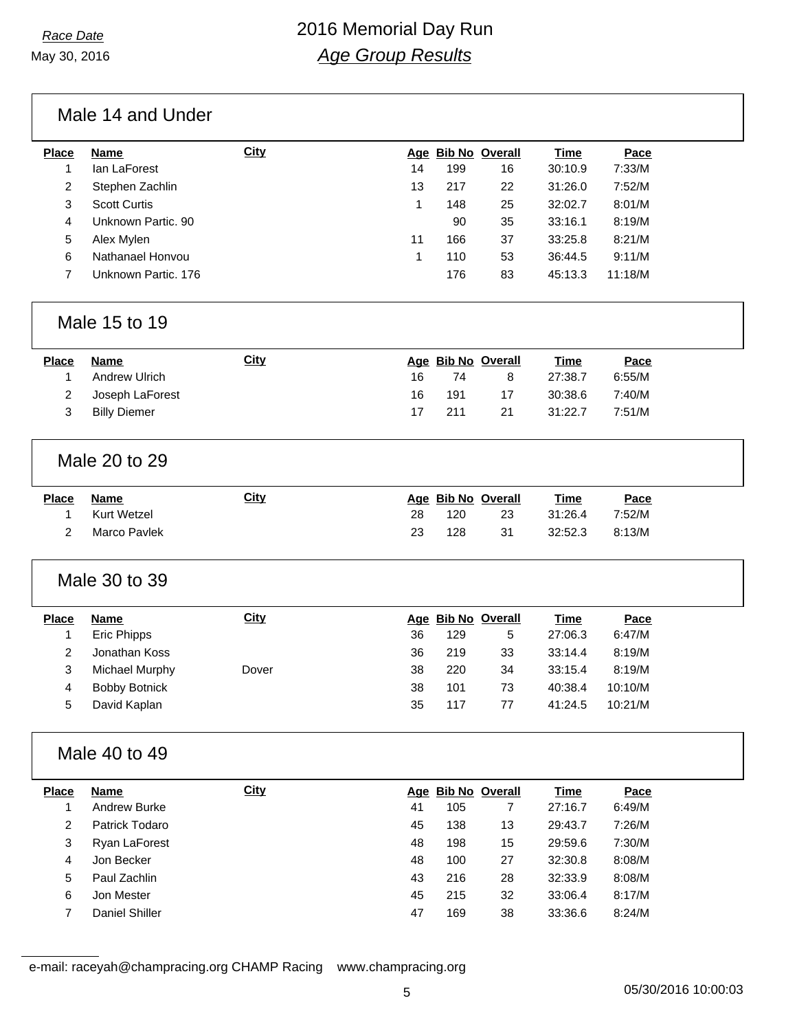*Race Date*

May 30, 2016

# 2016 Memorial Day Run

## *Age Group Results*

### Male 14 and Under

| Place | Name | City | Age | Bib No | Overall | Time | Pace |
|---|---|---|---|---|---|---|---|
| 1 | Ian LaForest | | 14 | 199 | 16 | 30:10.9 | 7:33/M |
| 2 | Stephen Zachlin | | 13 | 217 | 22 | 31:26.0 | 7:52/M |
| 3 | Scott Curtis | | 1 | 148 | 25 | 32:02.7 | 8:01/M |
| 4 | Unknown Partic. 90 | | | 90 | 35 | 33:16.1 | 8:19/M |
| 5 | Alex Mylen | | 11 | 166 | 37 | 33:25.8 | 8:21/M |
| 6 | Nathanael Honvou | | 1 | 110 | 53 | 36:44.5 | 9:11/M |
| 7 | Unknown Partic. 176 | | | 176 | 83 | 45:13.3 | 11:18/M |

### Male 15 to 19

| Place | Name | City | Age | Bib No | Overall | Time | Pace |
|---|---|---|---|---|---|---|---|
| 1 | Andrew Ulrich | | 16 | 74 | 8 | 27:38.7 | 6:55/M |
| 2 | Joseph LaForest | | 16 | 191 | 17 | 30:38.6 | 7:40/M |
| 3 | Billy Diemer | | 17 | 211 | 21 | 31:22.7 | 7:51/M |

### Male 20 to 29

| Place | Name | City | Age | Bib No | Overall | Time | Pace |
|---|---|---|---|---|---|---|---|
| 1 | Kurt Wetzel | | 28 | 120 | 23 | 31:26.4 | 7:52/M |
| 2 | Marco Pavlek | | 23 | 128 | 31 | 32:52.3 | 8:13/M |

### Male 30 to 39

| Place | Name | City | Age | Bib No | Overall | Time | Pace |
|---|---|---|---|---|---|---|---|
| 1 | Eric Phipps | | 36 | 129 | 5 | 27:06.3 | 6:47/M |
| 2 | Jonathan Koss | | 36 | 219 | 33 | 33:14.4 | 8:19/M |
| 3 | Michael Murphy | Dover | 38 | 220 | 34 | 33:15.4 | 8:19/M |
| 4 | Bobby Botnick | | 38 | 101 | 73 | 40:38.4 | 10:10/M |
| 5 | David Kaplan | | 35 | 117 | 77 | 41:24.5 | 10:21/M |

### Male 40 to 49

| Place | Name | City | Age | Bib No | Overall | Time | Pace |
|---|---|---|---|---|---|---|---|
| 1 | Andrew Burke | | 41 | 105 | 7 | 27:16.7 | 6:49/M |
| 2 | Patrick Todaro | | 45 | 138 | 13 | 29:43.7 | 7:26/M |
| 3 | Ryan LaForest | | 48 | 198 | 15 | 29:59.6 | 7:30/M |
| 4 | Jon Becker | | 48 | 100 | 27 | 32:30.8 | 8:08/M |
| 5 | Paul Zachlin | | 43 | 216 | 28 | 32:33.9 | 8:08/M |
| 6 | Jon Mester | | 45 | 215 | 32 | 33:06.4 | 8:17/M |
| 7 | Daniel Shiller | | 47 | 169 | 38 | 33:36.6 | 8:24/M |

e-mail: raceyah@champracing.org CHAMP Racing www.champracing.org

05/30/2016 10:00:03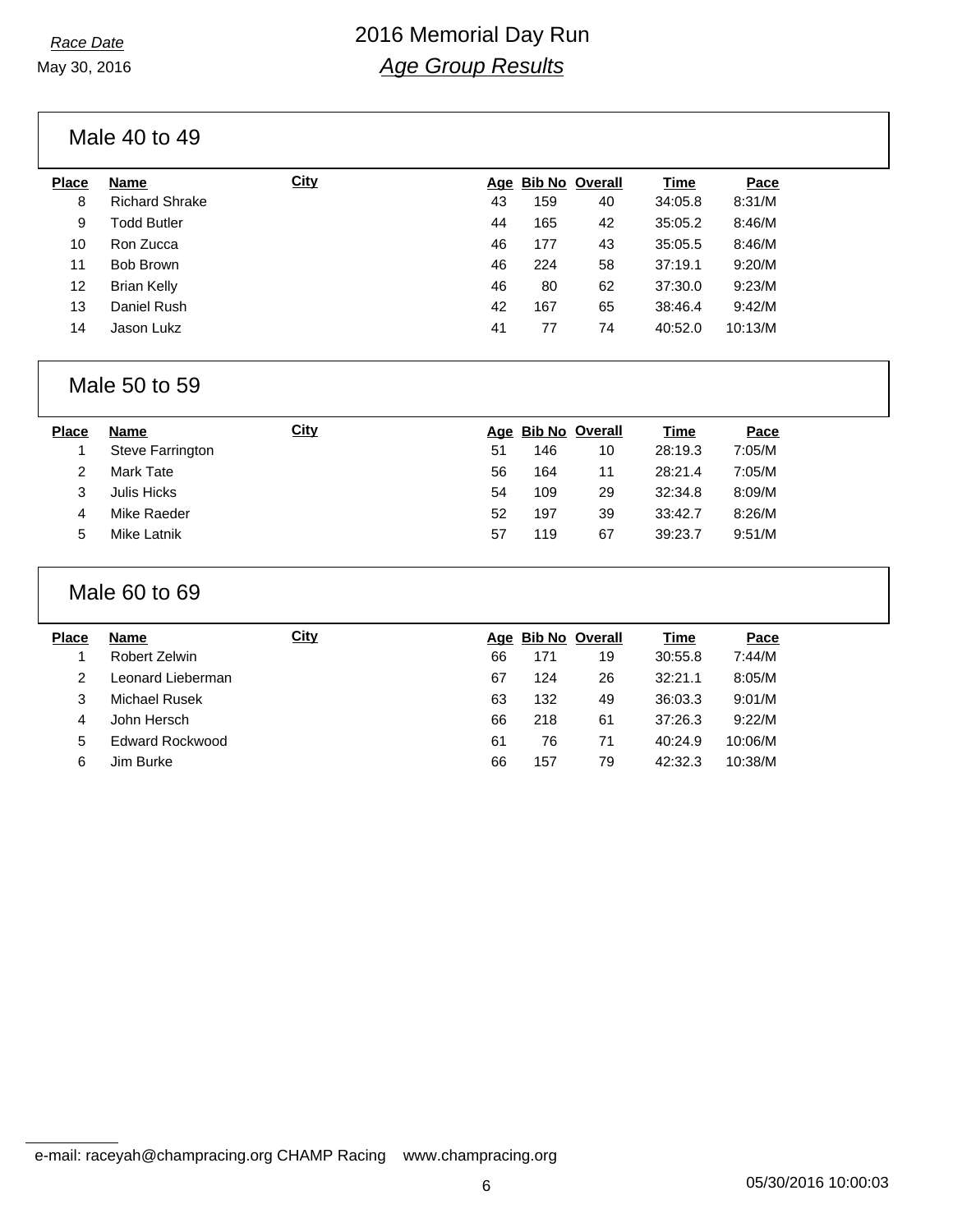# 2016 Memorial Day Run

## *Age Group Results*

*Race Date*
May 30, 2016

### Male 40 to 49

| Place | Name | City | Age | Bib No | Overall | Time | Pace |
|---|---|---|---|---|---|---|---|
| 8 | Richard Shrake | | 43 | 159 | 40 | 34:05.8 | 8:31/M |
| 9 | Todd Butler | | 44 | 165 | 42 | 35:05.2 | 8:46/M |
| 10 | Ron Zucca | | 46 | 177 | 43 | 35:05.5 | 8:46/M |
| 11 | Bob Brown | | 46 | 224 | 58 | 37:19.1 | 9:20/M |
| 12 | Brian Kelly | | 46 | 80 | 62 | 37:30.0 | 9:23/M |
| 13 | Daniel Rush | | 42 | 167 | 65 | 38:46.4 | 9:42/M |
| 14 | Jason Lukz | | 41 | 77 | 74 | 40:52.0 | 10:13/M |

### Male 50 to 59

| Place | Name | City | Age | Bib No | Overall | Time | Pace |
|---|---|---|---|---|---|---|---|
| 1 | Steve Farrington | | 51 | 146 | 10 | 28:19.3 | 7:05/M |
| 2 | Mark Tate | | 56 | 164 | 11 | 28:21.4 | 7:05/M |
| 3 | Julis Hicks | | 54 | 109 | 29 | 32:34.8 | 8:09/M |
| 4 | Mike Raeder | | 52 | 197 | 39 | 33:42.7 | 8:26/M |
| 5 | Mike Latnik | | 57 | 119 | 67 | 39:23.7 | 9:51/M |

### Male 60 to 69

| Place | Name | City | Age | Bib No | Overall | Time | Pace |
|---|---|---|---|---|---|---|---|
| 1 | Robert Zelwin | | 66 | 171 | 19 | 30:55.8 | 7:44/M |
| 2 | Leonard Lieberman | | 67 | 124 | 26 | 32:21.1 | 8:05/M |
| 3 | Michael Rusek | | 63 | 132 | 49 | 36:03.3 | 9:01/M |
| 4 | John Hersch | | 66 | 218 | 61 | 37:26.3 | 9:22/M |
| 5 | Edward Rockwood | | 61 | 76 | 71 | 40:24.9 | 10:06/M |
| 6 | Jim Burke | | 66 | 157 | 79 | 42:32.3 | 10:38/M |

e-mail: raceyah@champracing.org CHAMP Racing www.champracing.org

05/30/2016 10:00:03